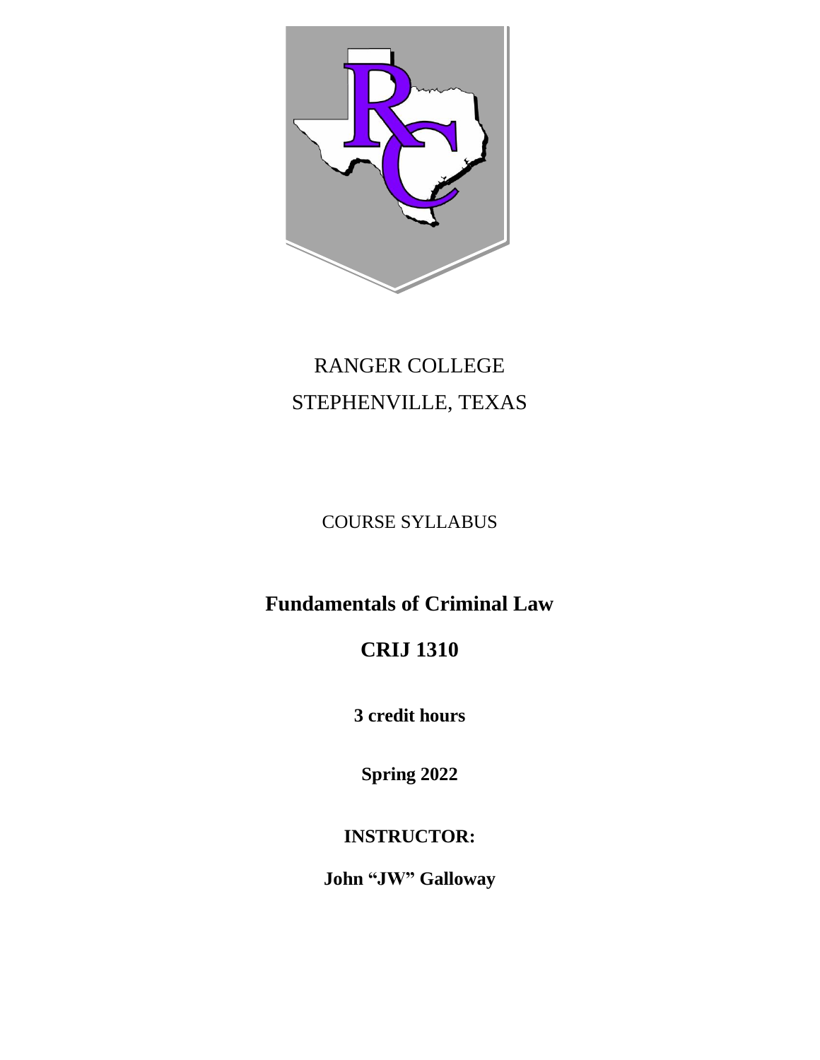RANGER COLLEGE

STEPHENVILLE, TEXAS

COURSE SYLLABUS

# Fundamentals of Criminal Law

# CRIJ 1310

**3 credit hours**

**Spring 2022**

**INSTRUCTOR:**

**John "JW" Galloway**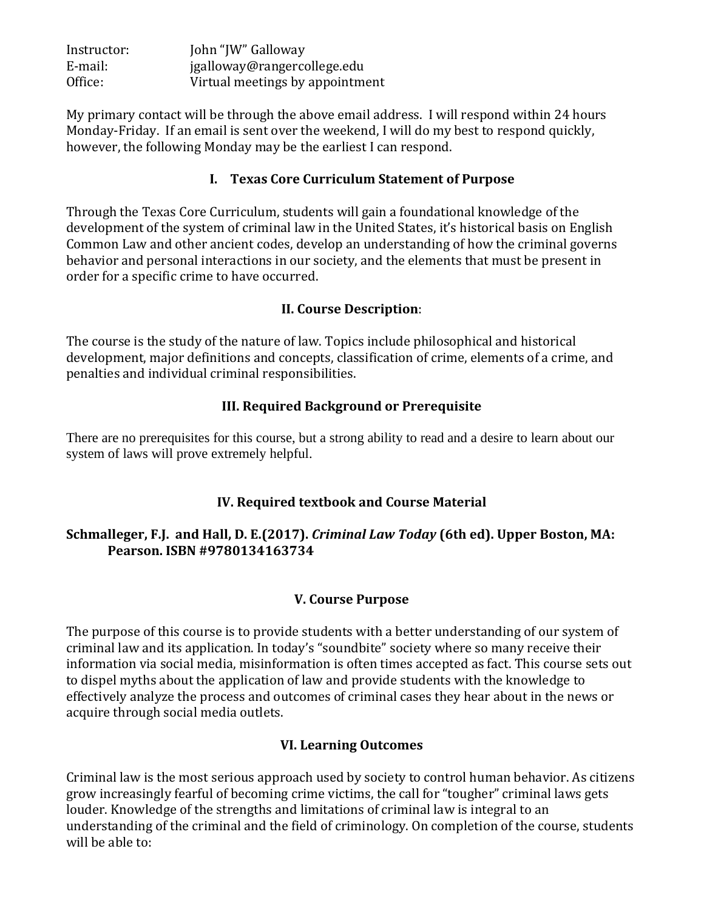Instructor: John "JW" Galloway
E-mail: jgalloway@rangercollege.edu
Office: Virtual meetings by appointment

My primary contact will be through the above email address. I will respond within 24 hours Monday-Friday. If an email is sent over the weekend, I will do my best to respond quickly, however, the following Monday may be the earliest I can respond.

## I. Texas Core Curriculum Statement of Purpose

Through the Texas Core Curriculum, students will gain a foundational knowledge of the development of the system of criminal law in the United States, it's historical basis on English Common Law and other ancient codes, develop an understanding of how the criminal governs behavior and personal interactions in our society, and the elements that must be present in order for a specific crime to have occurred.

## II. Course Description:

The course is the study of the nature of law. Topics include philosophical and historical development, major definitions and concepts, classification of crime, elements of a crime, and penalties and individual criminal responsibilities.

## III. Required Background or Prerequisite

There are no prerequisites for this course, but a strong ability to read and a desire to learn about our system of laws will prove extremely helpful.

## IV. Required textbook and Course Material

**Schmalleger, F.J. and Hall, D. E.(2017). *Criminal Law Today* (6th ed). Upper Boston, MA: Pearson. ISBN #9780134163734**

## V. Course Purpose

The purpose of this course is to provide students with a better understanding of our system of criminal law and its application. In today's "soundbite" society where so many receive their information via social media, misinformation is often times accepted as fact. This course sets out to dispel myths about the application of law and provide students with the knowledge to effectively analyze the process and outcomes of criminal cases they hear about in the news or acquire through social media outlets.

## VI. Learning Outcomes

Criminal law is the most serious approach used by society to control human behavior. As citizens grow increasingly fearful of becoming crime victims, the call for "tougher" criminal laws gets louder. Knowledge of the strengths and limitations of criminal law is integral to an understanding of the criminal and the field of criminology. On completion of the course, students will be able to: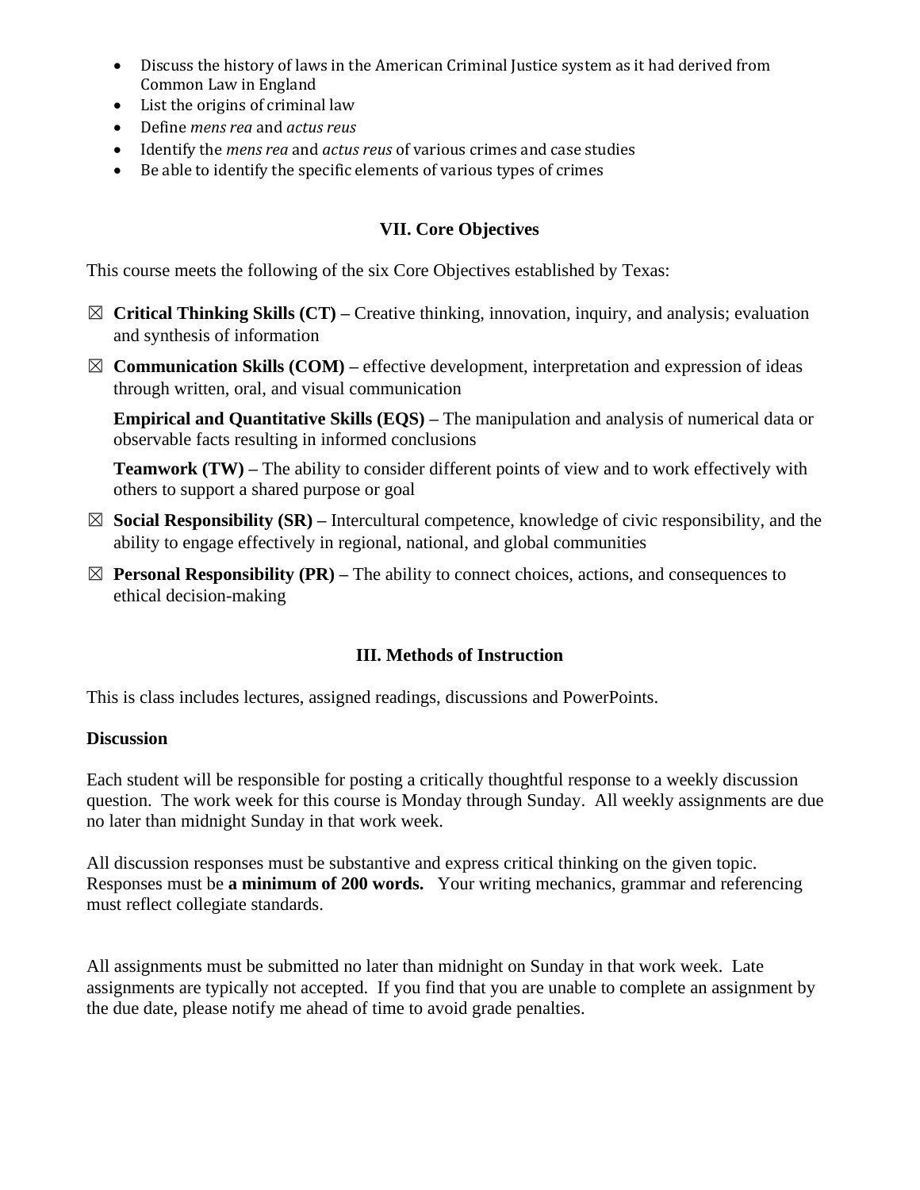- Discuss the history of laws in the American Criminal Justice system as it had derived from Common Law in England
- List the origins of criminal law
- Define *mens rea* and *actus reus*
- Identify the *mens rea* and *actus reus* of various crimes and case studies
- Be able to identify the specific elements of various types of crimes

## VII. Core Objectives

This course meets the following of the six Core Objectives established by Texas:

☒ **Critical Thinking Skills (CT) –** Creative thinking, innovation, inquiry, and analysis; evaluation and synthesis of information

☒ **Communication Skills (COM) –** effective development, interpretation and expression of ideas through written, oral, and visual communication

**Empirical and Quantitative Skills (EQS) –** The manipulation and analysis of numerical data or observable facts resulting in informed conclusions

**Teamwork (TW) –** The ability to consider different points of view and to work effectively with others to support a shared purpose or goal

☒ **Social Responsibility (SR) –** Intercultural competence, knowledge of civic responsibility, and the ability to engage effectively in regional, national, and global communities

☒ **Personal Responsibility (PR) –** The ability to connect choices, actions, and consequences to ethical decision-making

## III. Methods of Instruction

This is class includes lectures, assigned readings, discussions and PowerPoints.

**Discussion**

Each student will be responsible for posting a critically thoughtful response to a weekly discussion question. The work week for this course is Monday through Sunday. All weekly assignments are due no later than midnight Sunday in that work week.

All discussion responses must be substantive and express critical thinking on the given topic. Responses must be **a minimum of 200 words.** Your writing mechanics, grammar and referencing must reflect collegiate standards.

All assignments must be submitted no later than midnight on Sunday in that work week. Late assignments are typically not accepted. If you find that you are unable to complete an assignment by the due date, please notify me ahead of time to avoid grade penalties.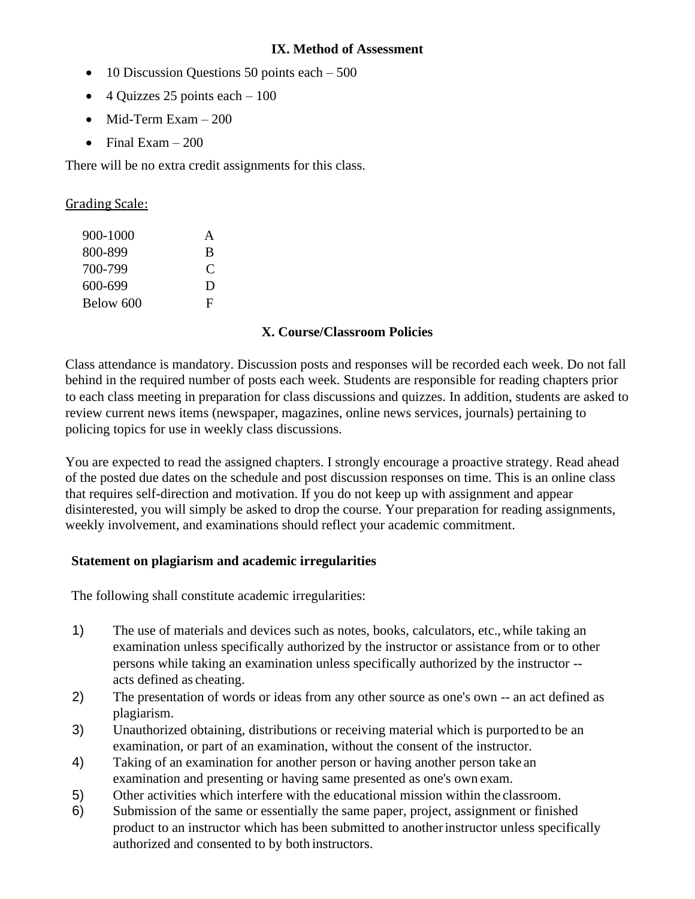## IX. Method of Assessment

- 10 Discussion Questions 50 points each – 500
- 4 Quizzes 25 points each – 100
- Mid-Term Exam – 200
- Final Exam – 200

There will be no extra credit assignments for this class.

Grading Scale:

| | |
|---|---|
| 900-1000 | A |
| 800-899 | B |
| 700-799 | C |
| 600-699 | D |
| Below 600 | F |

## X. Course/Classroom Policies

Class attendance is mandatory. Discussion posts and responses will be recorded each week. Do not fall behind in the required number of posts each week. Students are responsible for reading chapters prior to each class meeting in preparation for class discussions and quizzes. In addition, students are asked to review current news items (newspaper, magazines, online news services, journals) pertaining to policing topics for use in weekly class discussions.

You are expected to read the assigned chapters. I strongly encourage a proactive strategy. Read ahead of the posted due dates on the schedule and post discussion responses on time. This is an online class that requires self-direction and motivation. If you do not keep up with assignment and appear disinterested, you will simply be asked to drop the course. Your preparation for reading assignments, weekly involvement, and examinations should reflect your academic commitment.

**Statement on plagiarism and academic irregularities**

The following shall constitute academic irregularities:

1) The use of materials and devices such as notes, books, calculators, etc., while taking an examination unless specifically authorized by the instructor or assistance from or to other persons while taking an examination unless specifically authorized by the instructor -- acts defined as cheating.
2) The presentation of words or ideas from any other source as one's own -- an act defined as plagiarism.
3) Unauthorized obtaining, distributions or receiving material which is purported to be an examination, or part of an examination, without the consent of the instructor.
4) Taking of an examination for another person or having another person take an examination and presenting or having same presented as one's own exam.
5) Other activities which interfere with the educational mission within the classroom.
6) Submission of the same or essentially the same paper, project, assignment or finished product to an instructor which has been submitted to another instructor unless specifically authorized and consented to by both instructors.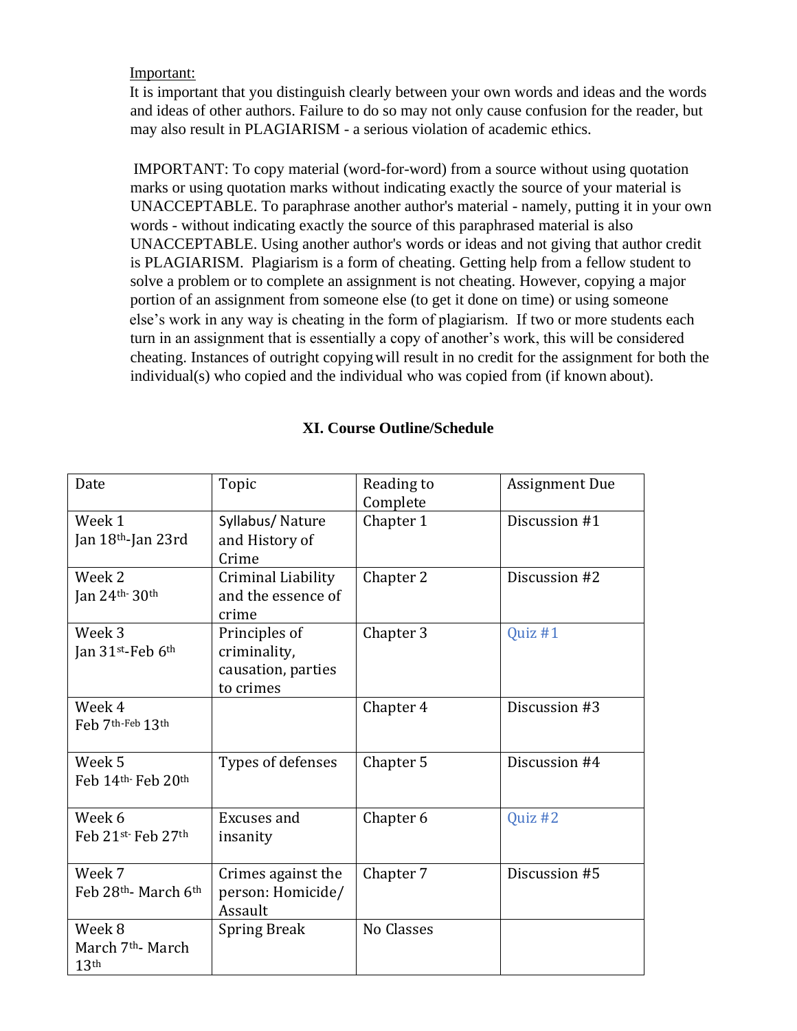Important:

It is important that you distinguish clearly between your own words and ideas and the words and ideas of other authors. Failure to do so may not only cause confusion for the reader, but may also result in PLAGIARISM - a serious violation of academic ethics.

IMPORTANT: To copy material (word-for-word) from a source without using quotation marks or using quotation marks without indicating exactly the source of your material is UNACCEPTABLE. To paraphrase another author's material - namely, putting it in your own words - without indicating exactly the source of this paraphrased material is also UNACCEPTABLE. Using another author's words or ideas and not giving that author credit is PLAGIARISM. Plagiarism is a form of cheating. Getting help from a fellow student to solve a problem or to complete an assignment is not cheating. However, copying a major portion of an assignment from someone else (to get it done on time) or using someone else's work in any way is cheating in the form of plagiarism. If two or more students each turn in an assignment that is essentially a copy of another's work, this will be considered cheating. Instances of outright copying will result in no credit for the assignment for both the individual(s) who copied and the individual who was copied from (if known about).

## XI. Course Outline/Schedule

| Date | Topic | Reading to Complete | Assignment Due |
|---|---|---|---|
| Week 1<br>Jan 18th-Jan 23rd | Syllabus/ Nature and History of Crime | Chapter 1 | Discussion #1 |
| Week 2<br>Jan 24th- 30th | Criminal Liability and the essence of crime | Chapter 2 | Discussion #2 |
| Week 3<br>Jan 31st-Feb 6th | Principles of criminality, causation, parties to crimes | Chapter 3 | Quiz #1 |
| Week 4<br>Feb 7th-Feb 13th | | Chapter 4 | Discussion #3 |
| Week 5<br>Feb 14th- Feb 20th | Types of defenses | Chapter 5 | Discussion #4 |
| Week 6<br>Feb 21st- Feb 27th | Excuses and insanity | Chapter 6 | Quiz #2 |
| Week 7<br>Feb 28th- March 6th | Crimes against the person: Homicide/ Assault | Chapter 7 | Discussion #5 |
| Week 8<br>March 7th- March 13th | Spring Break | No Classes | |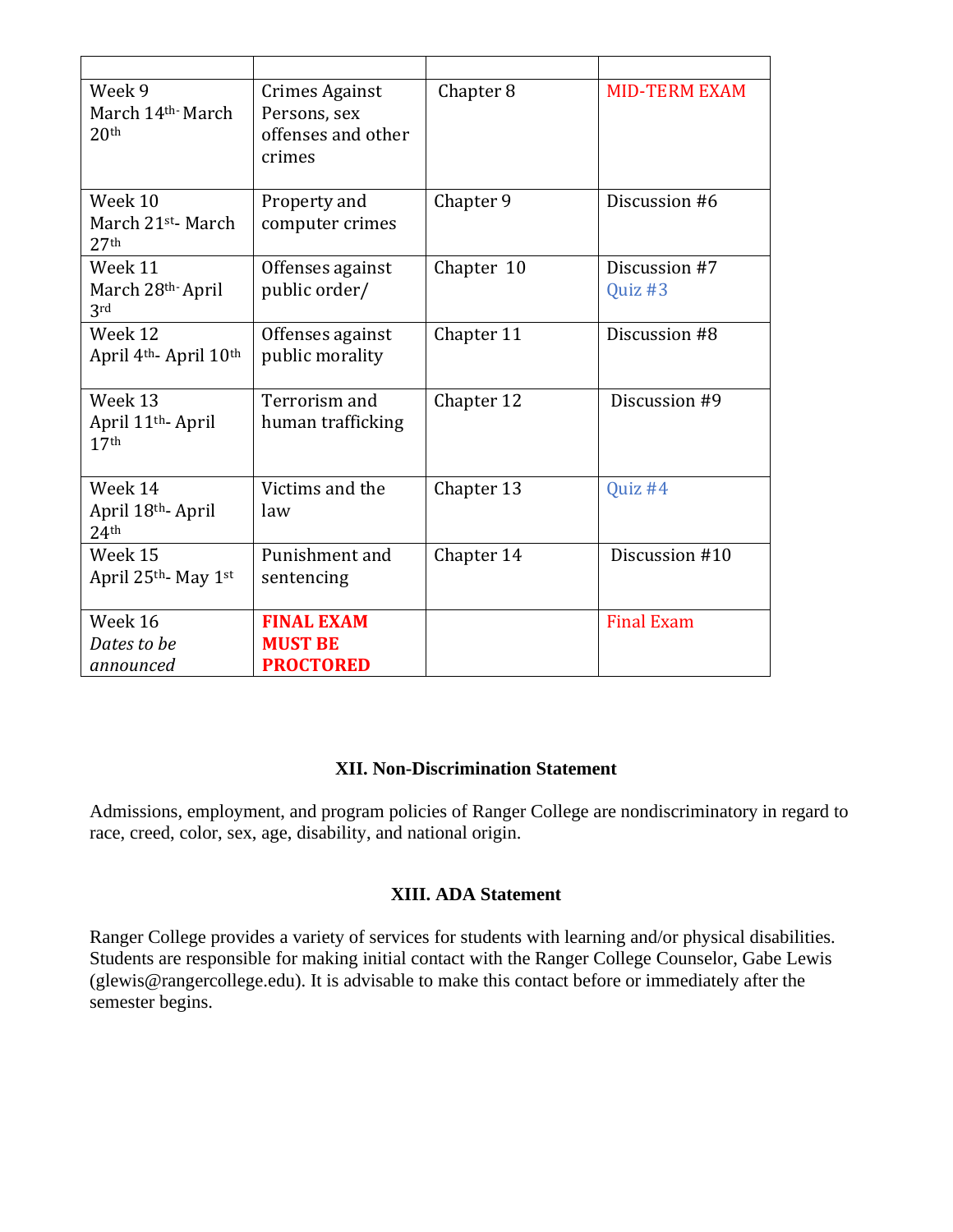| | | | |
|---|---|---|---|
| Week 9<br>March 14th- March 20th | Crimes Against Persons, sex offenses and other crimes | Chapter 8 | MID-TERM EXAM |
| Week 10<br>March 21st- March 27th | Property and computer crimes | Chapter 9 | Discussion #6 |
| Week 11<br>March 28th- April 3rd | Offenses against public order/ | Chapter 10 | Discussion #7<br>Quiz #3 |
| Week 12<br>April 4th- April 10th | Offenses against public morality | Chapter 11 | Discussion #8 |
| Week 13<br>April 11th- April 17th | Terrorism and human trafficking | Chapter 12 | Discussion #9 |
| Week 14<br>April 18th- April 24th | Victims and the law | Chapter 13 | Quiz #4 |
| Week 15<br>April 25th- May 1st | Punishment and sentencing | Chapter 14 | Discussion #10 |
| Week 16<br>*Dates to be announced* | **FINAL EXAM MUST BE PROCTORED** | | Final Exam |

### XII. Non-Discrimination Statement

Admissions, employment, and program policies of Ranger College are nondiscriminatory in regard to race, creed, color, sex, age, disability, and national origin.

### XIII. ADA Statement

Ranger College provides a variety of services for students with learning and/or physical disabilities. Students are responsible for making initial contact with the Ranger College Counselor, Gabe Lewis (glewis@rangercollege.edu). It is advisable to make this contact before or immediately after the semester begins.